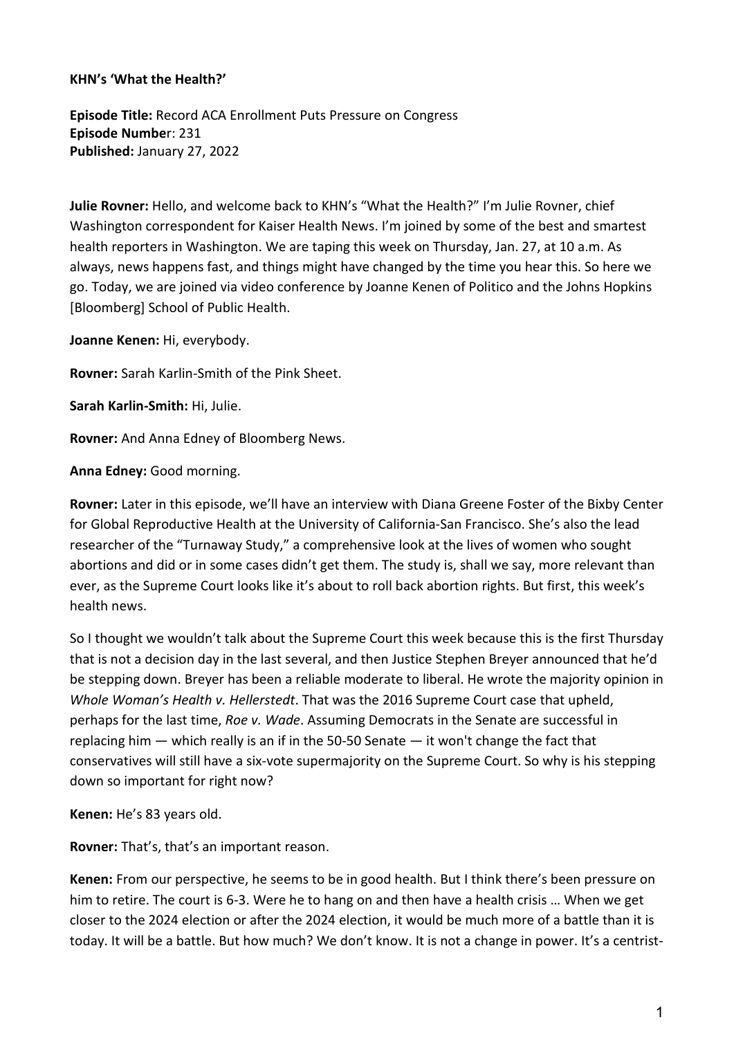**KHN's 'What the Health?'**

**Episode Title:** Record ACA Enrollment Puts Pressure on Congress
**Episode Number**: 231
**Published:** January 27, 2022

**Julie Rovner:** Hello, and welcome back to KHN's "What the Health?" I'm Julie Rovner, chief Washington correspondent for Kaiser Health News. I'm joined by some of the best and smartest health reporters in Washington. We are taping this week on Thursday, Jan. 27, at 10 a.m. As always, news happens fast, and things might have changed by the time you hear this. So here we go. Today, we are joined via video conference by Joanne Kenen of Politico and the Johns Hopkins [Bloomberg] School of Public Health.

**Joanne Kenen:** Hi, everybody.

**Rovner:** Sarah Karlin-Smith of the Pink Sheet.

**Sarah Karlin-Smith:** Hi, Julie.

**Rovner:** And Anna Edney of Bloomberg News.

**Anna Edney:** Good morning.

**Rovner:** Later in this episode, we'll have an interview with Diana Greene Foster of the Bixby Center for Global Reproductive Health at the University of California-San Francisco. She's also the lead researcher of the "Turnaway Study," a comprehensive look at the lives of women who sought abortions and did or in some cases didn't get them. The study is, shall we say, more relevant than ever, as the Supreme Court looks like it's about to roll back abortion rights. But first, this week's health news.

So I thought we wouldn't talk about the Supreme Court this week because this is the first Thursday that is not a decision day in the last several, and then Justice Stephen Breyer announced that he'd be stepping down. Breyer has been a reliable moderate to liberal. He wrote the majority opinion in *Whole Woman's Health v. Hellerstedt*. That was the 2016 Supreme Court case that upheld, perhaps for the last time, *Roe v. Wade*. Assuming Democrats in the Senate are successful in replacing him — which really is an if in the 50-50 Senate — it won't change the fact that conservatives will still have a six-vote supermajority on the Supreme Court. So why is his stepping down so important for right now?

**Kenen:** He's 83 years old.

**Rovner:** That's, that's an important reason.

**Kenen:** From our perspective, he seems to be in good health. But I think there's been pressure on him to retire. The court is 6-3. Were he to hang on and then have a health crisis … When we get closer to the 2024 election or after the 2024 election, it would be much more of a battle than it is today. It will be a battle. But how much? We don't know. It is not a change in power. It's a centrist-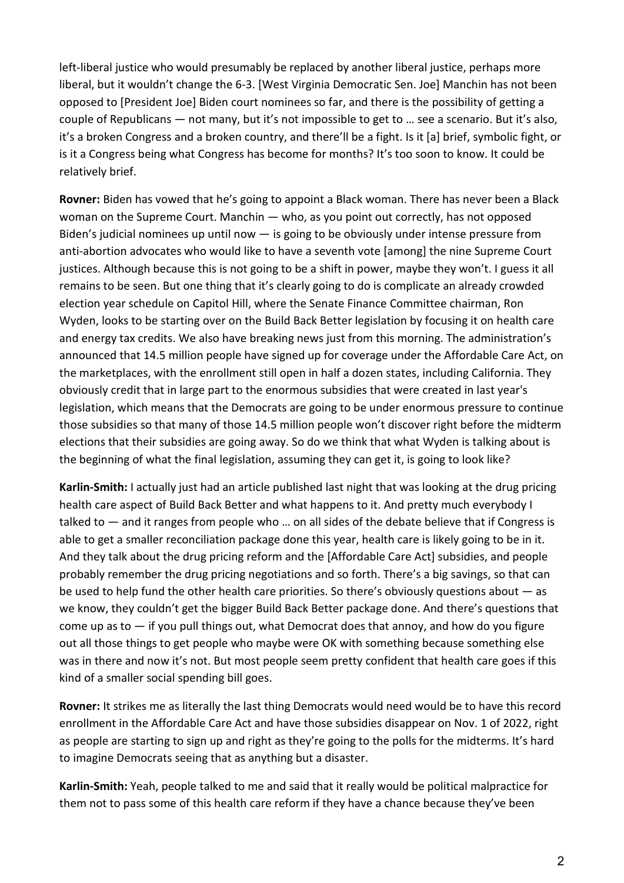left-liberal justice who would presumably be replaced by another liberal justice, perhaps more liberal, but it wouldn't change the 6-3. [West Virginia Democratic Sen. Joe] Manchin has not been opposed to [President Joe] Biden court nominees so far, and there is the possibility of getting a couple of Republicans — not many, but it's not impossible to get to … see a scenario. But it's also, it's a broken Congress and a broken country, and there'll be a fight. Is it [a] brief, symbolic fight, or is it a Congress being what Congress has become for months? It's too soon to know. It could be relatively brief.

**Rovner:** Biden has vowed that he's going to appoint a Black woman. There has never been a Black woman on the Supreme Court. Manchin — who, as you point out correctly, has not opposed Biden's judicial nominees up until now — is going to be obviously under intense pressure from anti-abortion advocates who would like to have a seventh vote [among] the nine Supreme Court justices. Although because this is not going to be a shift in power, maybe they won't. I guess it all remains to be seen. But one thing that it's clearly going to do is complicate an already crowded election year schedule on Capitol Hill, where the Senate Finance Committee chairman, Ron Wyden, looks to be starting over on the Build Back Better legislation by focusing it on health care and energy tax credits. We also have breaking news just from this morning. The administration's announced that 14.5 million people have signed up for coverage under the Affordable Care Act, on the marketplaces, with the enrollment still open in half a dozen states, including California. They obviously credit that in large part to the enormous subsidies that were created in last year's legislation, which means that the Democrats are going to be under enormous pressure to continue those subsidies so that many of those 14.5 million people won't discover right before the midterm elections that their subsidies are going away. So do we think that what Wyden is talking about is the beginning of what the final legislation, assuming they can get it, is going to look like?

**Karlin-Smith:** I actually just had an article published last night that was looking at the drug pricing health care aspect of Build Back Better and what happens to it. And pretty much everybody I talked to — and it ranges from people who … on all sides of the debate believe that if Congress is able to get a smaller reconciliation package done this year, health care is likely going to be in it. And they talk about the drug pricing reform and the [Affordable Care Act] subsidies, and people probably remember the drug pricing negotiations and so forth. There's a big savings, so that can be used to help fund the other health care priorities. So there's obviously questions about — as we know, they couldn't get the bigger Build Back Better package done. And there's questions that come up as to — if you pull things out, what Democrat does that annoy, and how do you figure out all those things to get people who maybe were OK with something because something else was in there and now it's not. But most people seem pretty confident that health care goes if this kind of a smaller social spending bill goes.

**Rovner:** It strikes me as literally the last thing Democrats would need would be to have this record enrollment in the Affordable Care Act and have those subsidies disappear on Nov. 1 of 2022, right as people are starting to sign up and right as they're going to the polls for the midterms. It's hard to imagine Democrats seeing that as anything but a disaster.

**Karlin-Smith:** Yeah, people talked to me and said that it really would be political malpractice for them not to pass some of this health care reform if they have a chance because they've been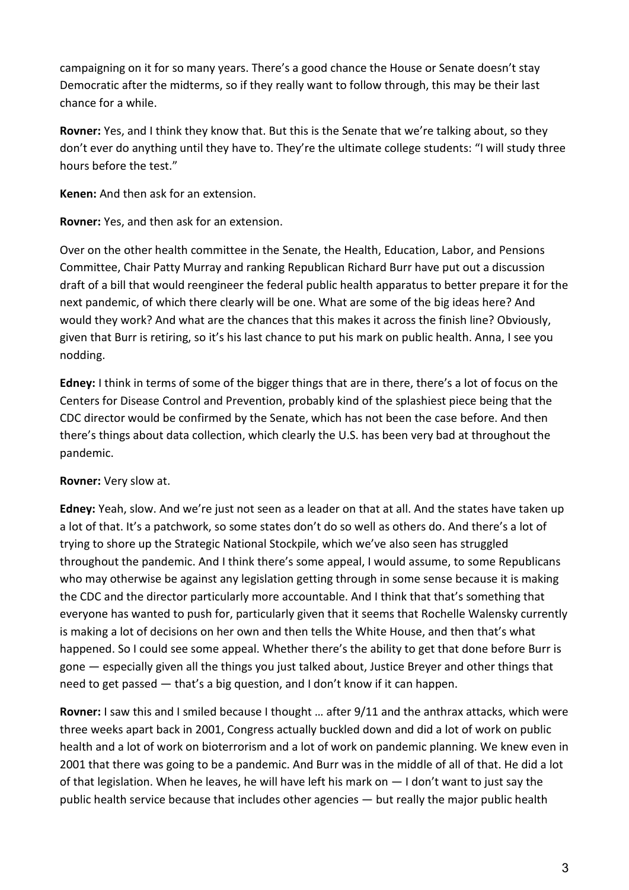campaigning on it for so many years. There's a good chance the House or Senate doesn't stay Democratic after the midterms, so if they really want to follow through, this may be their last chance for a while.

**Rovner:** Yes, and I think they know that. But this is the Senate that we're talking about, so they don't ever do anything until they have to. They're the ultimate college students: "I will study three hours before the test."

**Kenen:** And then ask for an extension.

**Rovner:** Yes, and then ask for an extension.

Over on the other health committee in the Senate, the Health, Education, Labor, and Pensions Committee, Chair Patty Murray and ranking Republican Richard Burr have put out a discussion draft of a bill that would reengineer the federal public health apparatus to better prepare it for the next pandemic, of which there clearly will be one. What are some of the big ideas here? And would they work? And what are the chances that this makes it across the finish line? Obviously, given that Burr is retiring, so it's his last chance to put his mark on public health. Anna, I see you nodding.

**Edney:** I think in terms of some of the bigger things that are in there, there's a lot of focus on the Centers for Disease Control and Prevention, probably kind of the splashiest piece being that the CDC director would be confirmed by the Senate, which has not been the case before. And then there's things about data collection, which clearly the U.S. has been very bad at throughout the pandemic.

**Rovner:** Very slow at.

**Edney:** Yeah, slow. And we're just not seen as a leader on that at all. And the states have taken up a lot of that. It's a patchwork, so some states don't do so well as others do. And there's a lot of trying to shore up the Strategic National Stockpile, which we've also seen has struggled throughout the pandemic. And I think there's some appeal, I would assume, to some Republicans who may otherwise be against any legislation getting through in some sense because it is making the CDC and the director particularly more accountable. And I think that that's something that everyone has wanted to push for, particularly given that it seems that Rochelle Walensky currently is making a lot of decisions on her own and then tells the White House, and then that's what happened. So I could see some appeal. Whether there's the ability to get that done before Burr is gone — especially given all the things you just talked about, Justice Breyer and other things that need to get passed — that's a big question, and I don't know if it can happen.

**Rovner:** I saw this and I smiled because I thought … after 9/11 and the anthrax attacks, which were three weeks apart back in 2001, Congress actually buckled down and did a lot of work on public health and a lot of work on bioterrorism and a lot of work on pandemic planning. We knew even in 2001 that there was going to be a pandemic. And Burr was in the middle of all of that. He did a lot of that legislation. When he leaves, he will have left his mark on — I don't want to just say the public health service because that includes other agencies — but really the major public health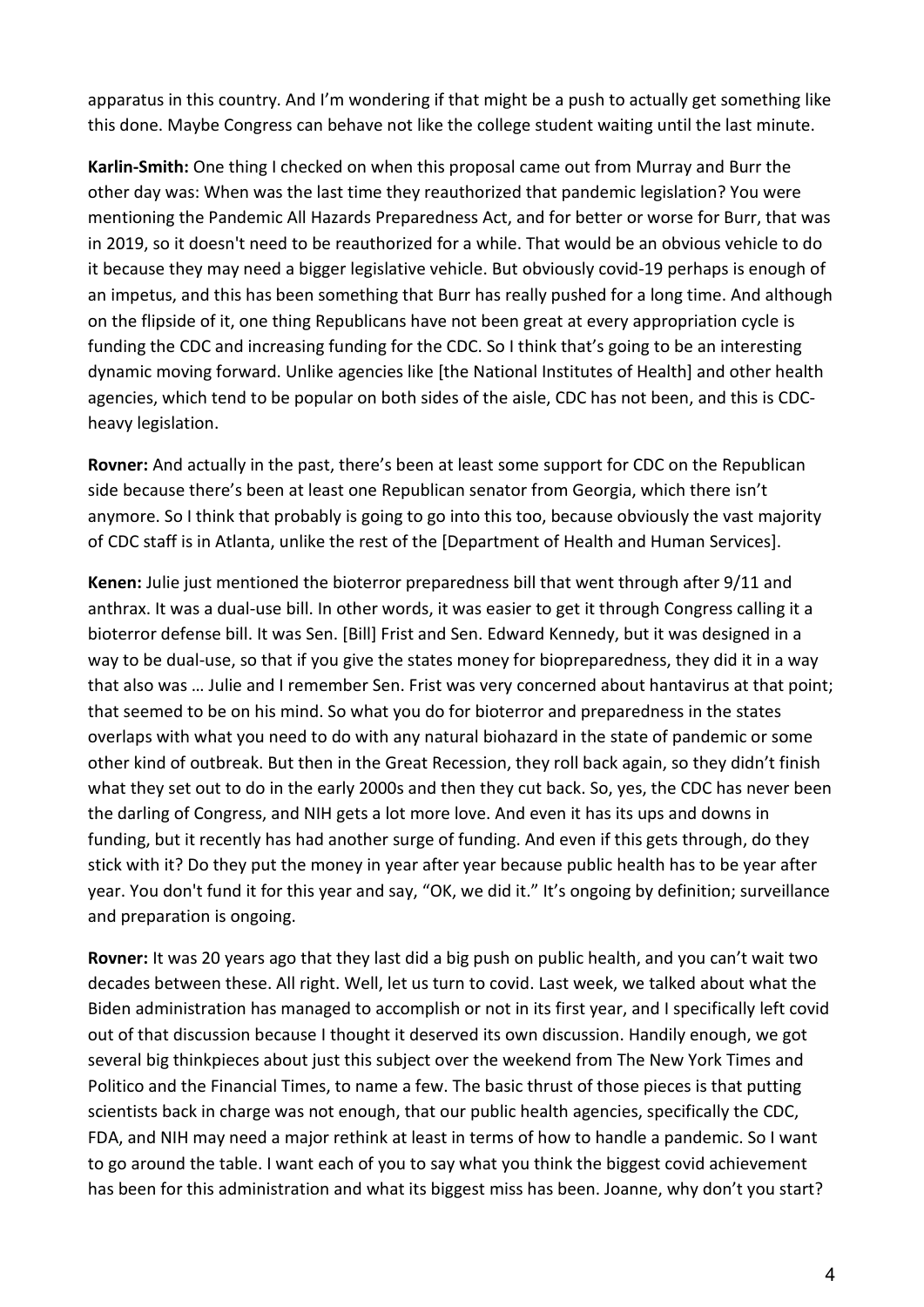apparatus in this country. And I'm wondering if that might be a push to actually get something like this done. Maybe Congress can behave not like the college student waiting until the last minute.

**Karlin-Smith:** One thing I checked on when this proposal came out from Murray and Burr the other day was: When was the last time they reauthorized that pandemic legislation? You were mentioning the Pandemic All Hazards Preparedness Act, and for better or worse for Burr, that was in 2019, so it doesn't need to be reauthorized for a while. That would be an obvious vehicle to do it because they may need a bigger legislative vehicle. But obviously covid-19 perhaps is enough of an impetus, and this has been something that Burr has really pushed for a long time. And although on the flipside of it, one thing Republicans have not been great at every appropriation cycle is funding the CDC and increasing funding for the CDC. So I think that's going to be an interesting dynamic moving forward. Unlike agencies like [the National Institutes of Health] and other health agencies, which tend to be popular on both sides of the aisle, CDC has not been, and this is CDC-heavy legislation.

**Rovner:** And actually in the past, there's been at least some support for CDC on the Republican side because there's been at least one Republican senator from Georgia, which there isn't anymore. So I think that probably is going to go into this too, because obviously the vast majority of CDC staff is in Atlanta, unlike the rest of the [Department of Health and Human Services].

**Kenen:** Julie just mentioned the bioterror preparedness bill that went through after 9/11 and anthrax. It was a dual-use bill. In other words, it was easier to get it through Congress calling it a bioterror defense bill. It was Sen. [Bill] Frist and Sen. Edward Kennedy, but it was designed in a way to be dual-use, so that if you give the states money for biopreparedness, they did it in a way that also was … Julie and I remember Sen. Frist was very concerned about hantavirus at that point; that seemed to be on his mind. So what you do for bioterror and preparedness in the states overlaps with what you need to do with any natural biohazard in the state of pandemic or some other kind of outbreak. But then in the Great Recession, they roll back again, so they didn't finish what they set out to do in the early 2000s and then they cut back. So, yes, the CDC has never been the darling of Congress, and NIH gets a lot more love. And even it has its ups and downs in funding, but it recently has had another surge of funding. And even if this gets through, do they stick with it? Do they put the money in year after year because public health has to be year after year. You don't fund it for this year and say, "OK, we did it." It's ongoing by definition; surveillance and preparation is ongoing.

**Rovner:** It was 20 years ago that they last did a big push on public health, and you can't wait two decades between these. All right. Well, let us turn to covid. Last week, we talked about what the Biden administration has managed to accomplish or not in its first year, and I specifically left covid out of that discussion because I thought it deserved its own discussion. Handily enough, we got several big thinkpieces about just this subject over the weekend from The New York Times and Politico and the Financial Times, to name a few. The basic thrust of those pieces is that putting scientists back in charge was not enough, that our public health agencies, specifically the CDC, FDA, and NIH may need a major rethink at least in terms of how to handle a pandemic. So I want to go around the table. I want each of you to say what you think the biggest covid achievement has been for this administration and what its biggest miss has been. Joanne, why don't you start?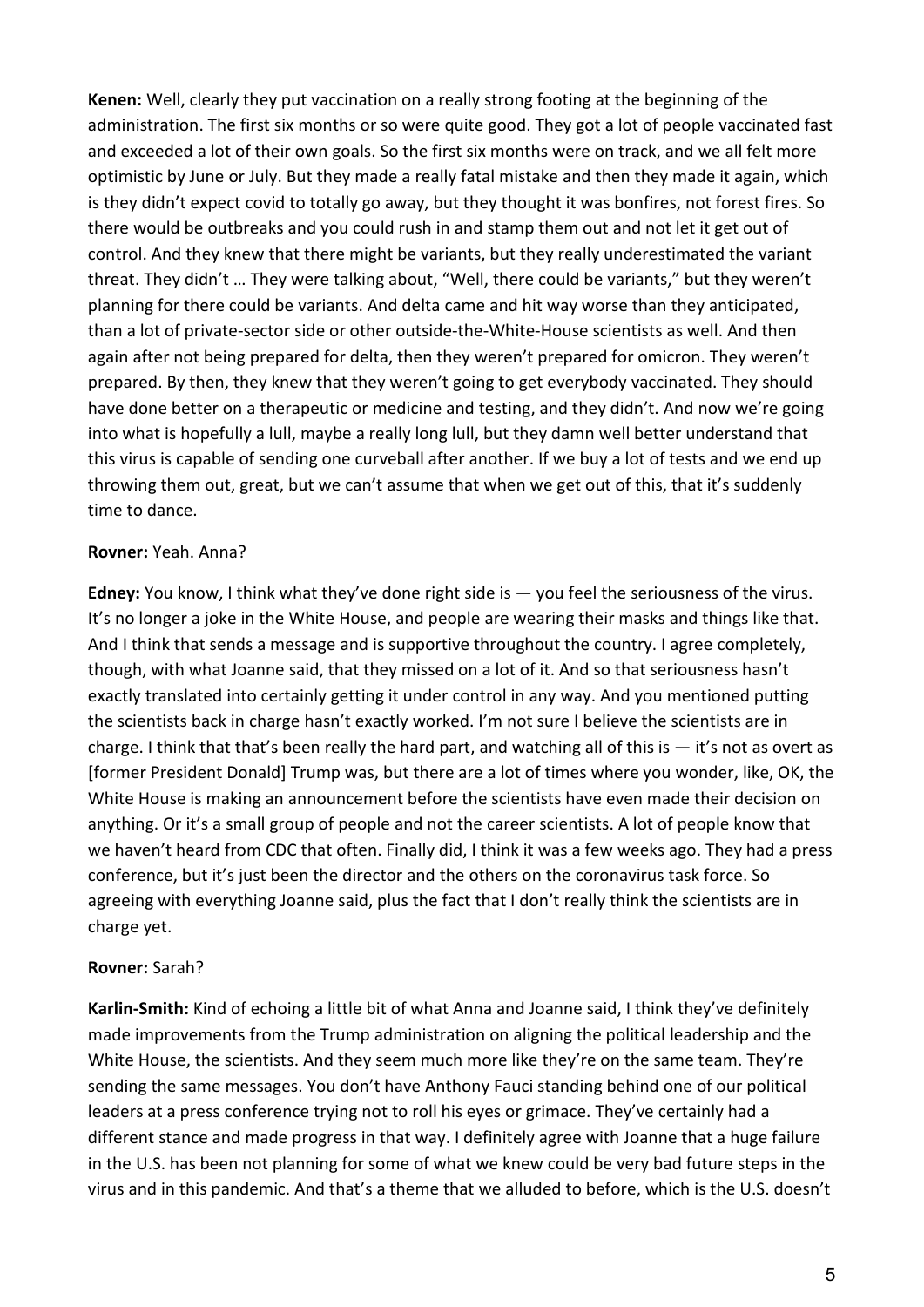**Kenen:** Well, clearly they put vaccination on a really strong footing at the beginning of the administration. The first six months or so were quite good. They got a lot of people vaccinated fast and exceeded a lot of their own goals. So the first six months were on track, and we all felt more optimistic by June or July. But they made a really fatal mistake and then they made it again, which is they didn't expect covid to totally go away, but they thought it was bonfires, not forest fires. So there would be outbreaks and you could rush in and stamp them out and not let it get out of control. And they knew that there might be variants, but they really underestimated the variant threat. They didn't … They were talking about, "Well, there could be variants," but they weren't planning for there could be variants. And delta came and hit way worse than they anticipated, than a lot of private-sector side or other outside-the-White-House scientists as well. And then again after not being prepared for delta, then they weren't prepared for omicron. They weren't prepared. By then, they knew that they weren't going to get everybody vaccinated. They should have done better on a therapeutic or medicine and testing, and they didn't. And now we're going into what is hopefully a lull, maybe a really long lull, but they damn well better understand that this virus is capable of sending one curveball after another. If we buy a lot of tests and we end up throwing them out, great, but we can't assume that when we get out of this, that it's suddenly time to dance.

**Rovner:** Yeah. Anna?

**Edney:** You know, I think what they've done right side is — you feel the seriousness of the virus. It's no longer a joke in the White House, and people are wearing their masks and things like that. And I think that sends a message and is supportive throughout the country. I agree completely, though, with what Joanne said, that they missed on a lot of it. And so that seriousness hasn't exactly translated into certainly getting it under control in any way. And you mentioned putting the scientists back in charge hasn't exactly worked. I'm not sure I believe the scientists are in charge. I think that that's been really the hard part, and watching all of this is — it's not as overt as [former President Donald] Trump was, but there are a lot of times where you wonder, like, OK, the White House is making an announcement before the scientists have even made their decision on anything. Or it's a small group of people and not the career scientists. A lot of people know that we haven't heard from CDC that often. Finally did, I think it was a few weeks ago. They had a press conference, but it's just been the director and the others on the coronavirus task force. So agreeing with everything Joanne said, plus the fact that I don't really think the scientists are in charge yet.

**Rovner:** Sarah?

**Karlin-Smith:** Kind of echoing a little bit of what Anna and Joanne said, I think they've definitely made improvements from the Trump administration on aligning the political leadership and the White House, the scientists. And they seem much more like they're on the same team. They're sending the same messages. You don't have Anthony Fauci standing behind one of our political leaders at a press conference trying not to roll his eyes or grimace. They've certainly had a different stance and made progress in that way. I definitely agree with Joanne that a huge failure in the U.S. has been not planning for some of what we knew could be very bad future steps in the virus and in this pandemic. And that's a theme that we alluded to before, which is the U.S. doesn't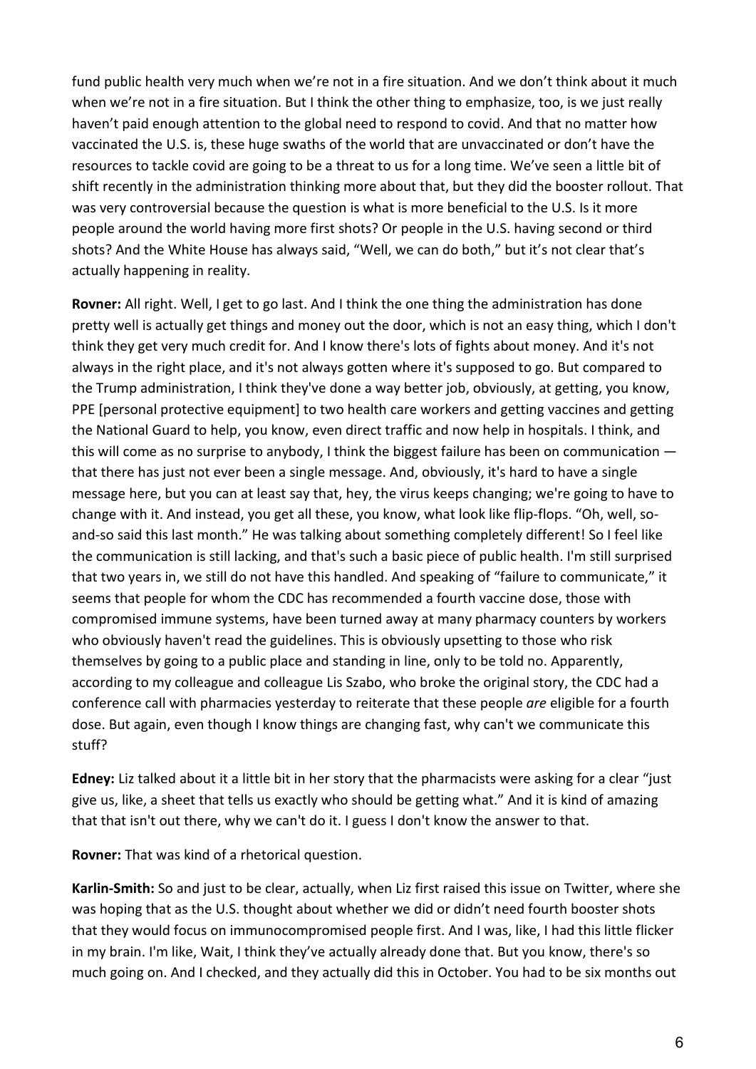fund public health very much when we're not in a fire situation. And we don't think about it much when we're not in a fire situation. But I think the other thing to emphasize, too, is we just really haven't paid enough attention to the global need to respond to covid. And that no matter how vaccinated the U.S. is, these huge swaths of the world that are unvaccinated or don't have the resources to tackle covid are going to be a threat to us for a long time. We've seen a little bit of shift recently in the administration thinking more about that, but they did the booster rollout. That was very controversial because the question is what is more beneficial to the U.S. Is it more people around the world having more first shots? Or people in the U.S. having second or third shots? And the White House has always said, "Well, we can do both," but it's not clear that's actually happening in reality.

**Rovner:** All right. Well, I get to go last. And I think the one thing the administration has done pretty well is actually get things and money out the door, which is not an easy thing, which I don't think they get very much credit for. And I know there's lots of fights about money. And it's not always in the right place, and it's not always gotten where it's supposed to go. But compared to the Trump administration, I think they've done a way better job, obviously, at getting, you know, PPE [personal protective equipment] to two health care workers and getting vaccines and getting the National Guard to help, you know, even direct traffic and now help in hospitals. I think, and this will come as no surprise to anybody, I think the biggest failure has been on communication — that there has just not ever been a single message. And, obviously, it's hard to have a single message here, but you can at least say that, hey, the virus keeps changing; we're going to have to change with it. And instead, you get all these, you know, what look like flip-flops. "Oh, well, so-and-so said this last month." He was talking about something completely different! So I feel like the communication is still lacking, and that's such a basic piece of public health. I'm still surprised that two years in, we still do not have this handled. And speaking of "failure to communicate," it seems that people for whom the CDC has recommended a fourth vaccine dose, those with compromised immune systems, have been turned away at many pharmacy counters by workers who obviously haven't read the guidelines. This is obviously upsetting to those who risk themselves by going to a public place and standing in line, only to be told no. Apparently, according to my colleague and colleague Lis Szabo, who broke the original story, the CDC had a conference call with pharmacies yesterday to reiterate that these people *are* eligible for a fourth dose. But again, even though I know things are changing fast, why can't we communicate this stuff?

**Edney:** Liz talked about it a little bit in her story that the pharmacists were asking for a clear "just give us, like, a sheet that tells us exactly who should be getting what." And it is kind of amazing that that isn't out there, why we can't do it. I guess I don't know the answer to that.

**Rovner:** That was kind of a rhetorical question.

**Karlin-Smith:** So and just to be clear, actually, when Liz first raised this issue on Twitter, where she was hoping that as the U.S. thought about whether we did or didn't need fourth booster shots that they would focus on immunocompromised people first. And I was, like, I had this little flicker in my brain. I'm like, Wait, I think they've actually already done that. But you know, there's so much going on. And I checked, and they actually did this in October. You had to be six months out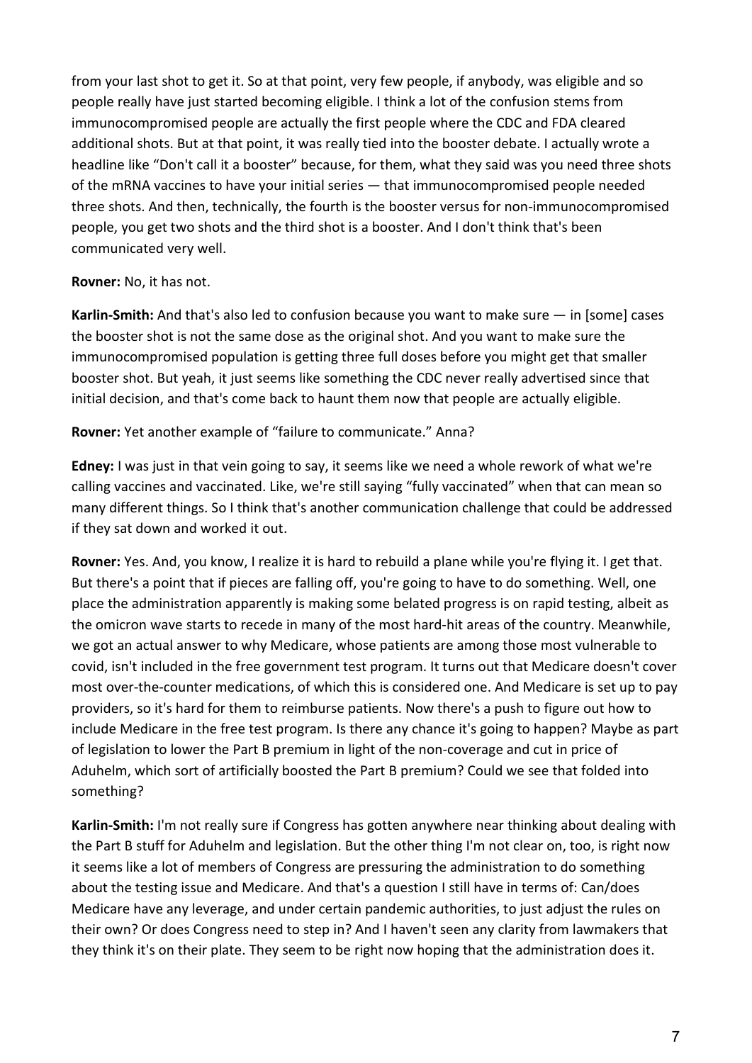from your last shot to get it. So at that point, very few people, if anybody, was eligible and so people really have just started becoming eligible. I think a lot of the confusion stems from immunocompromised people are actually the first people where the CDC and FDA cleared additional shots. But at that point, it was really tied into the booster debate. I actually wrote a headline like "Don't call it a booster" because, for them, what they said was you need three shots of the mRNA vaccines to have your initial series — that immunocompromised people needed three shots. And then, technically, the fourth is the booster versus for non-immunocompromised people, you get two shots and the third shot is a booster. And I don't think that's been communicated very well.

**Rovner:** No, it has not.

**Karlin-Smith:** And that's also led to confusion because you want to make sure — in [some] cases the booster shot is not the same dose as the original shot. And you want to make sure the immunocompromised population is getting three full doses before you might get that smaller booster shot. But yeah, it just seems like something the CDC never really advertised since that initial decision, and that's come back to haunt them now that people are actually eligible.

**Rovner:** Yet another example of "failure to communicate." Anna?

**Edney:** I was just in that vein going to say, it seems like we need a whole rework of what we're calling vaccines and vaccinated. Like, we're still saying "fully vaccinated" when that can mean so many different things. So I think that's another communication challenge that could be addressed if they sat down and worked it out.

**Rovner:** Yes. And, you know, I realize it is hard to rebuild a plane while you're flying it. I get that. But there's a point that if pieces are falling off, you're going to have to do something. Well, one place the administration apparently is making some belated progress is on rapid testing, albeit as the omicron wave starts to recede in many of the most hard-hit areas of the country. Meanwhile, we got an actual answer to why Medicare, whose patients are among those most vulnerable to covid, isn't included in the free government test program. It turns out that Medicare doesn't cover most over-the-counter medications, of which this is considered one. And Medicare is set up to pay providers, so it's hard for them to reimburse patients. Now there's a push to figure out how to include Medicare in the free test program. Is there any chance it's going to happen? Maybe as part of legislation to lower the Part B premium in light of the non-coverage and cut in price of Aduhelm, which sort of artificially boosted the Part B premium? Could we see that folded into something?

**Karlin-Smith:** I'm not really sure if Congress has gotten anywhere near thinking about dealing with the Part B stuff for Aduhelm and legislation. But the other thing I'm not clear on, too, is right now it seems like a lot of members of Congress are pressuring the administration to do something about the testing issue and Medicare. And that's a question I still have in terms of: Can/does Medicare have any leverage, and under certain pandemic authorities, to just adjust the rules on their own? Or does Congress need to step in? And I haven't seen any clarity from lawmakers that they think it's on their plate. They seem to be right now hoping that the administration does it.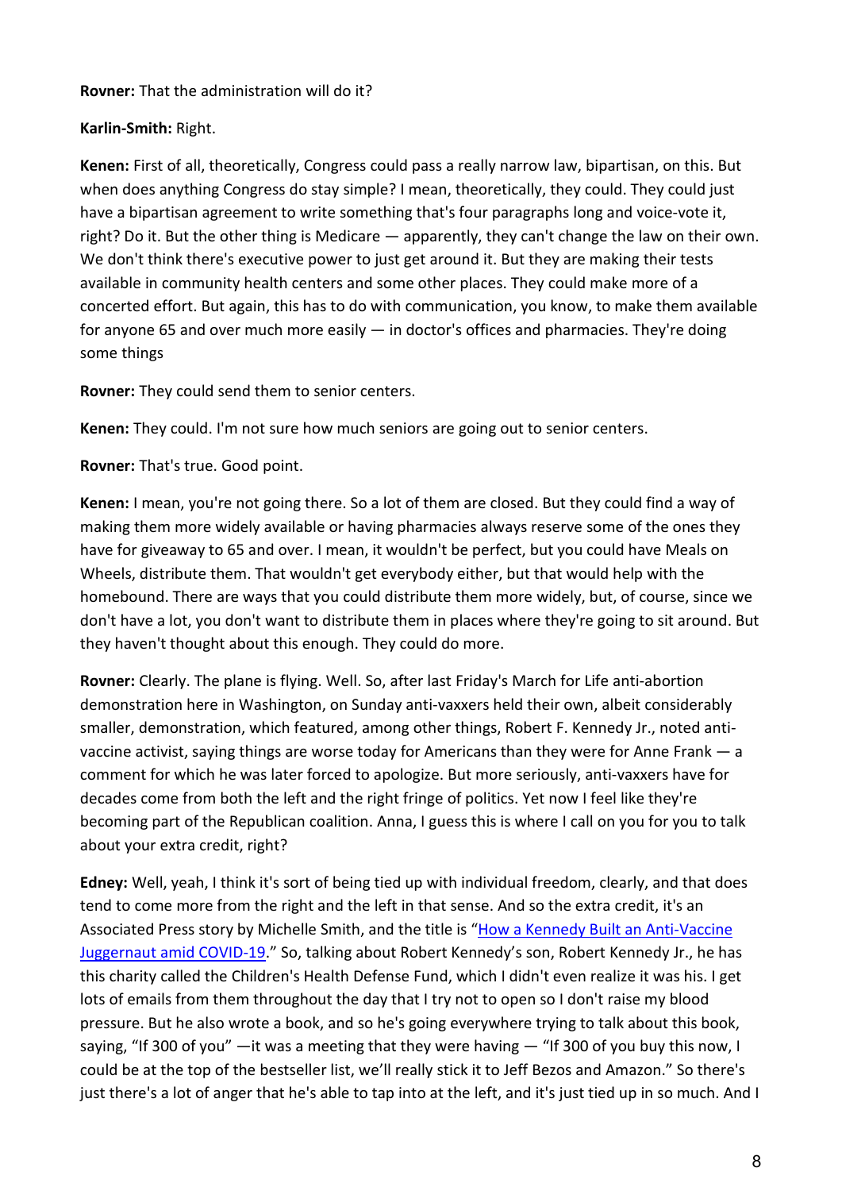**Rovner:** That the administration will do it?

**Karlin-Smith:** Right.

**Kenen:** First of all, theoretically, Congress could pass a really narrow law, bipartisan, on this. But when does anything Congress do stay simple? I mean, theoretically, they could. They could just have a bipartisan agreement to write something that's four paragraphs long and voice-vote it, right? Do it. But the other thing is Medicare — apparently, they can't change the law on their own. We don't think there's executive power to just get around it. But they are making their tests available in community health centers and some other places. They could make more of a concerted effort. But again, this has to do with communication, you know, to make them available for anyone 65 and over much more easily — in doctor's offices and pharmacies. They're doing some things

**Rovner:** They could send them to senior centers.

**Kenen:** They could. I'm not sure how much seniors are going out to senior centers.

**Rovner:** That's true. Good point.

**Kenen:** I mean, you're not going there. So a lot of them are closed. But they could find a way of making them more widely available or having pharmacies always reserve some of the ones they have for giveaway to 65 and over. I mean, it wouldn't be perfect, but you could have Meals on Wheels, distribute them. That wouldn't get everybody either, but that would help with the homebound. There are ways that you could distribute them more widely, but, of course, since we don't have a lot, you don't want to distribute them in places where they're going to sit around. But they haven't thought about this enough. They could do more.

**Rovner:** Clearly. The plane is flying. Well. So, after last Friday's March for Life anti-abortion demonstration here in Washington, on Sunday anti-vaxxers held their own, albeit considerably smaller, demonstration, which featured, among other things, Robert F. Kennedy Jr., noted anti-vaccine activist, saying things are worse today for Americans than they were for Anne Frank — a comment for which he was later forced to apologize. But more seriously, anti-vaxxers have for decades come from both the left and the right fringe of politics. Yet now I feel like they're becoming part of the Republican coalition. Anna, I guess this is where I call on you for you to talk about your extra credit, right?

**Edney:** Well, yeah, I think it's sort of being tied up with individual freedom, clearly, and that does tend to come more from the right and the left in that sense. And so the extra credit, it's an Associated Press story by Michelle Smith, and the title is "How a Kennedy Built an Anti-Vaccine Juggernaut amid COVID-19." So, talking about Robert Kennedy's son, Robert Kennedy Jr., he has this charity called the Children's Health Defense Fund, which I didn't even realize it was his. I get lots of emails from them throughout the day that I try not to open so I don't raise my blood pressure. But he also wrote a book, and so he's going everywhere trying to talk about this book, saying, "If 300 of you" —it was a meeting that they were having — "If 300 of you buy this now, I could be at the top of the bestseller list, we'll really stick it to Jeff Bezos and Amazon." So there's just there's a lot of anger that he's able to tap into at the left, and it's just tied up in so much. And I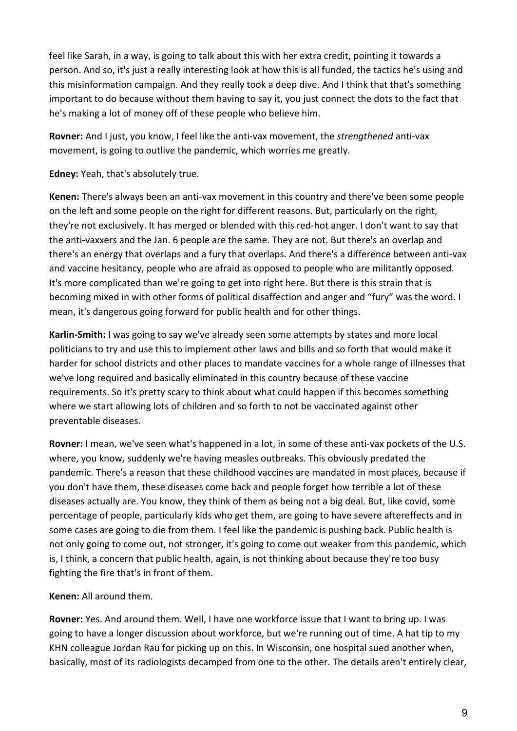feel like Sarah, in a way, is going to talk about this with her extra credit, pointing it towards a person. And so, it's just a really interesting look at how this is all funded, the tactics he's using and this misinformation campaign. And they really took a deep dive. And I think that that's something important to do because without them having to say it, you just connect the dots to the fact that he's making a lot of money off of these people who believe him.

**Rovner:** And I just, you know, I feel like the anti-vax movement, the *strengthened* anti-vax movement, is going to outlive the pandemic, which worries me greatly.

**Edney:** Yeah, that's absolutely true.

**Kenen:** There's always been an anti-vax movement in this country and there've been some people on the left and some people on the right for different reasons. But, particularly on the right, they're not exclusively. It has merged or blended with this red-hot anger. I don't want to say that the anti-vaxxers and the Jan. 6 people are the same. They are not. But there's an overlap and there's an energy that overlaps and a fury that overlaps. And there's a difference between anti-vax and vaccine hesitancy, people who are afraid as opposed to people who are militantly opposed. It's more complicated than we're going to get into right here. But there is this strain that is becoming mixed in with other forms of political disaffection and anger and "fury" was the word. I mean, it's dangerous going forward for public health and for other things.

**Karlin-Smith:** I was going to say we've already seen some attempts by states and more local politicians to try and use this to implement other laws and bills and so forth that would make it harder for school districts and other places to mandate vaccines for a whole range of illnesses that we've long required and basically eliminated in this country because of these vaccine requirements. So it's pretty scary to think about what could happen if this becomes something where we start allowing lots of children and so forth to not be vaccinated against other preventable diseases.

**Rovner:** I mean, we've seen what's happened in a lot, in some of these anti-vax pockets of the U.S. where, you know, suddenly we're having measles outbreaks. This obviously predated the pandemic. There's a reason that these childhood vaccines are mandated in most places, because if you don't have them, these diseases come back and people forget how terrible a lot of these diseases actually are. You know, they think of them as being not a big deal. But, like covid, some percentage of people, particularly kids who get them, are going to have severe aftereffects and in some cases are going to die from them. I feel like the pandemic is pushing back. Public health is not only going to come out, not stronger, it's going to come out weaker from this pandemic, which is, I think, a concern that public health, again, is not thinking about because they're too busy fighting the fire that's in front of them.

**Kenen:** All around them.

**Rovner:** Yes. And around them. Well, I have one workforce issue that I want to bring up. I was going to have a longer discussion about workforce, but we're running out of time. A hat tip to my KHN colleague Jordan Rau for picking up on this. In Wisconsin, one hospital sued another when, basically, most of its radiologists decamped from one to the other. The details aren't entirely clear,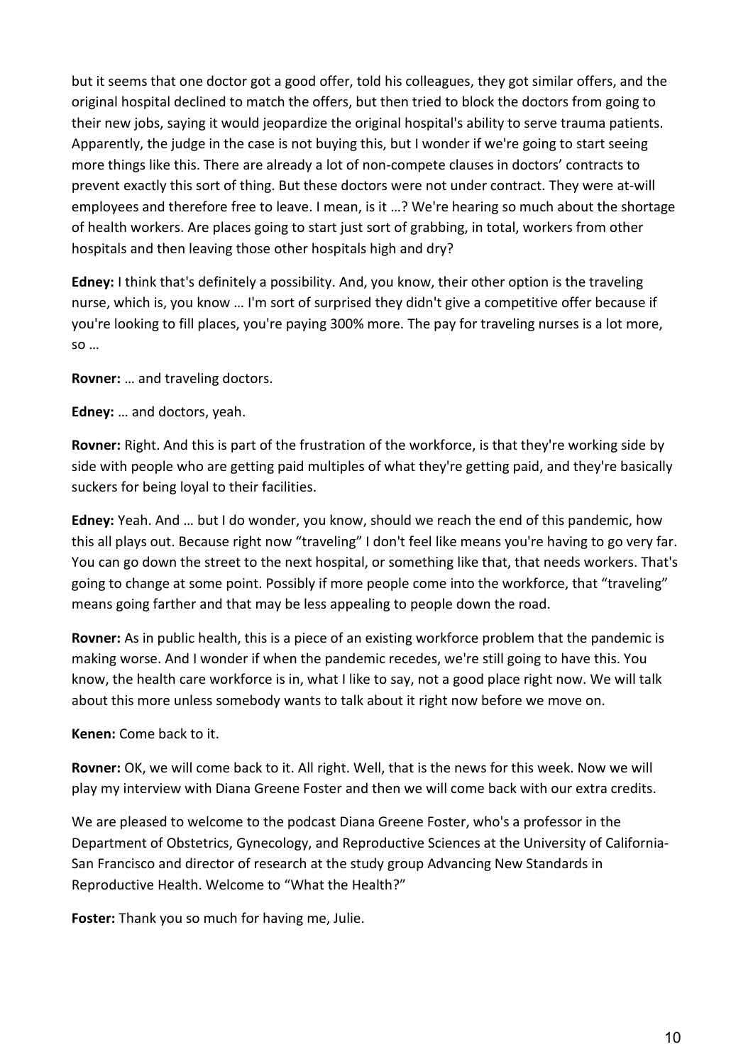but it seems that one doctor got a good offer, told his colleagues, they got similar offers, and the original hospital declined to match the offers, but then tried to block the doctors from going to their new jobs, saying it would jeopardize the original hospital's ability to serve trauma patients. Apparently, the judge in the case is not buying this, but I wonder if we're going to start seeing more things like this. There are already a lot of non-compete clauses in doctors' contracts to prevent exactly this sort of thing. But these doctors were not under contract. They were at-will employees and therefore free to leave. I mean, is it …? We're hearing so much about the shortage of health workers. Are places going to start just sort of grabbing, in total, workers from other hospitals and then leaving those other hospitals high and dry?

**Edney:** I think that's definitely a possibility. And, you know, their other option is the traveling nurse, which is, you know … I'm sort of surprised they didn't give a competitive offer because if you're looking to fill places, you're paying 300% more. The pay for traveling nurses is a lot more, so …

**Rovner:** … and traveling doctors.

**Edney:** … and doctors, yeah.

**Rovner:** Right. And this is part of the frustration of the workforce, is that they're working side by side with people who are getting paid multiples of what they're getting paid, and they're basically suckers for being loyal to their facilities.

**Edney:** Yeah. And … but I do wonder, you know, should we reach the end of this pandemic, how this all plays out. Because right now "traveling" I don't feel like means you're having to go very far. You can go down the street to the next hospital, or something like that, that needs workers. That's going to change at some point. Possibly if more people come into the workforce, that "traveling" means going farther and that may be less appealing to people down the road.

**Rovner:** As in public health, this is a piece of an existing workforce problem that the pandemic is making worse. And I wonder if when the pandemic recedes, we're still going to have this. You know, the health care workforce is in, what I like to say, not a good place right now. We will talk about this more unless somebody wants to talk about it right now before we move on.

**Kenen:** Come back to it.

**Rovner:** OK, we will come back to it. All right. Well, that is the news for this week. Now we will play my interview with Diana Greene Foster and then we will come back with our extra credits.

We are pleased to welcome to the podcast Diana Greene Foster, who's a professor in the Department of Obstetrics, Gynecology, and Reproductive Sciences at the University of California-San Francisco and director of research at the study group Advancing New Standards in Reproductive Health. Welcome to "What the Health?"

**Foster:** Thank you so much for having me, Julie.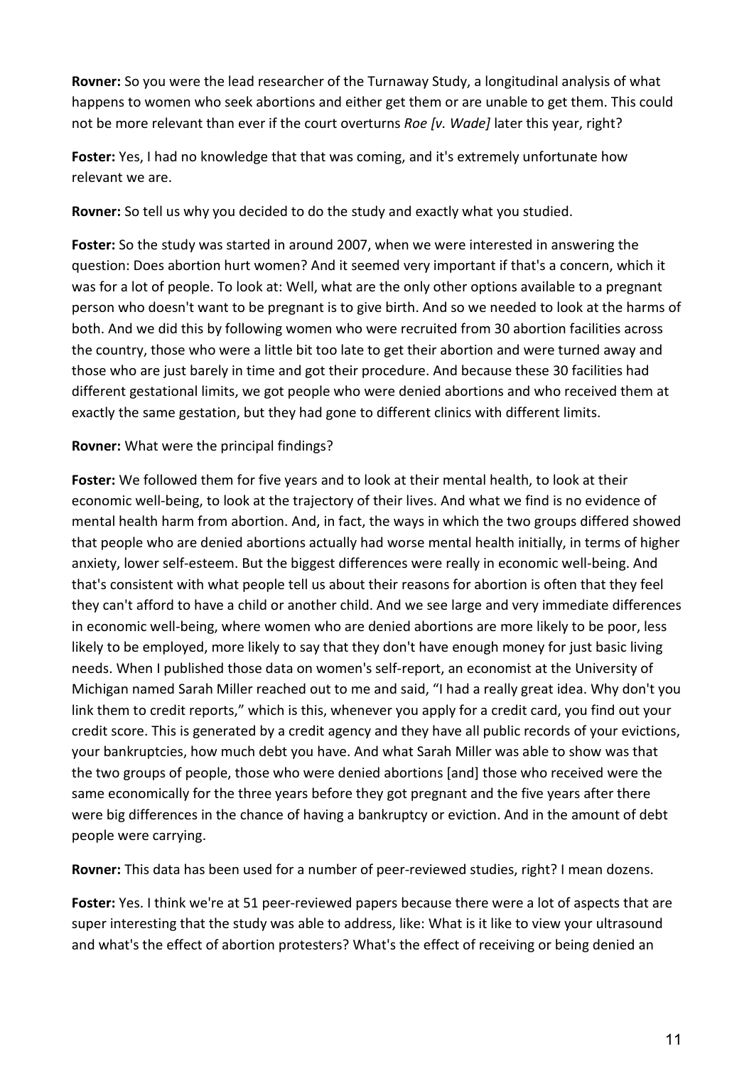**Rovner:** So you were the lead researcher of the Turnaway Study, a longitudinal analysis of what happens to women who seek abortions and either get them or are unable to get them. This could not be more relevant than ever if the court overturns *Roe [v. Wade]* later this year, right?

**Foster:** Yes, I had no knowledge that that was coming, and it's extremely unfortunate how relevant we are.

**Rovner:** So tell us why you decided to do the study and exactly what you studied.

**Foster:** So the study was started in around 2007, when we were interested in answering the question: Does abortion hurt women? And it seemed very important if that's a concern, which it was for a lot of people. To look at: Well, what are the only other options available to a pregnant person who doesn't want to be pregnant is to give birth. And so we needed to look at the harms of both. And we did this by following women who were recruited from 30 abortion facilities across the country, those who were a little bit too late to get their abortion and were turned away and those who are just barely in time and got their procedure. And because these 30 facilities had different gestational limits, we got people who were denied abortions and who received them at exactly the same gestation, but they had gone to different clinics with different limits.

**Rovner:** What were the principal findings?

**Foster:** We followed them for five years and to look at their mental health, to look at their economic well-being, to look at the trajectory of their lives. And what we find is no evidence of mental health harm from abortion. And, in fact, the ways in which the two groups differed showed that people who are denied abortions actually had worse mental health initially, in terms of higher anxiety, lower self-esteem. But the biggest differences were really in economic well-being. And that's consistent with what people tell us about their reasons for abortion is often that they feel they can't afford to have a child or another child. And we see large and very immediate differences in economic well-being, where women who are denied abortions are more likely to be poor, less likely to be employed, more likely to say that they don't have enough money for just basic living needs. When I published those data on women's self-report, an economist at the University of Michigan named Sarah Miller reached out to me and said, "I had a really great idea. Why don't you link them to credit reports," which is this, whenever you apply for a credit card, you find out your credit score. This is generated by a credit agency and they have all public records of your evictions, your bankruptcies, how much debt you have. And what Sarah Miller was able to show was that the two groups of people, those who were denied abortions [and] those who received were the same economically for the three years before they got pregnant and the five years after there were big differences in the chance of having a bankruptcy or eviction. And in the amount of debt people were carrying.

**Rovner:** This data has been used for a number of peer-reviewed studies, right? I mean dozens.

**Foster:** Yes. I think we're at 51 peer-reviewed papers because there were a lot of aspects that are super interesting that the study was able to address, like: What is it like to view your ultrasound and what's the effect of abortion protesters? What's the effect of receiving or being denied an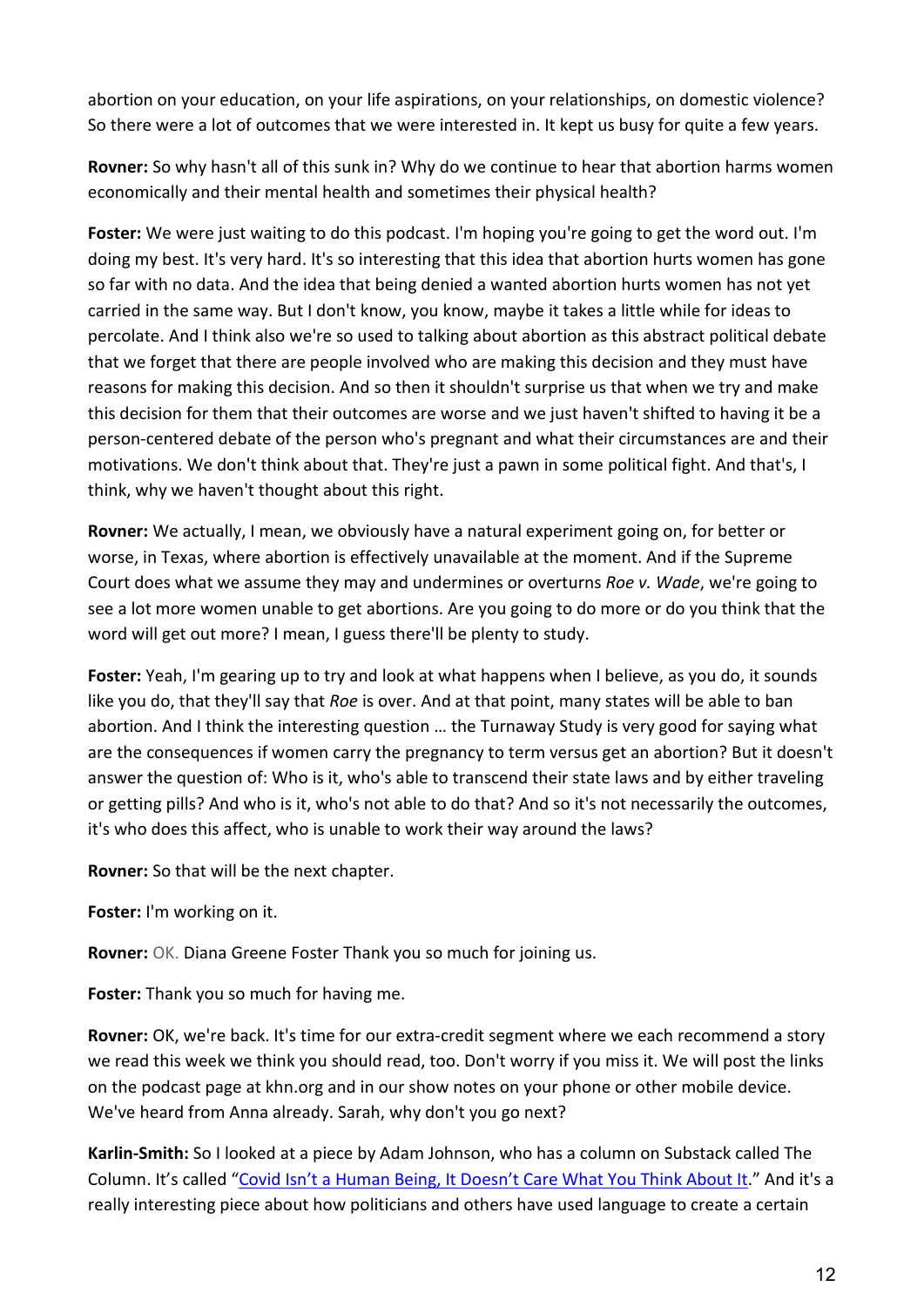abortion on your education, on your life aspirations, on your relationships, on domestic violence? So there were a lot of outcomes that we were interested in. It kept us busy for quite a few years.

**Rovner:** So why hasn't all of this sunk in? Why do we continue to hear that abortion harms women economically and their mental health and sometimes their physical health?

**Foster:** We were just waiting to do this podcast. I'm hoping you're going to get the word out. I'm doing my best. It's very hard. It's so interesting that this idea that abortion hurts women has gone so far with no data. And the idea that being denied a wanted abortion hurts women has not yet carried in the same way. But I don't know, you know, maybe it takes a little while for ideas to percolate. And I think also we're so used to talking about abortion as this abstract political debate that we forget that there are people involved who are making this decision and they must have reasons for making this decision. And so then it shouldn't surprise us that when we try and make this decision for them that their outcomes are worse and we just haven't shifted to having it be a person-centered debate of the person who's pregnant and what their circumstances are and their motivations. We don't think about that. They're just a pawn in some political fight. And that's, I think, why we haven't thought about this right.

**Rovner:** We actually, I mean, we obviously have a natural experiment going on, for better or worse, in Texas, where abortion is effectively unavailable at the moment. And if the Supreme Court does what we assume they may and undermines or overturns *Roe v. Wade*, we're going to see a lot more women unable to get abortions. Are you going to do more or do you think that the word will get out more? I mean, I guess there'll be plenty to study.

**Foster:** Yeah, I'm gearing up to try and look at what happens when I believe, as you do, it sounds like you do, that they'll say that *Roe* is over. And at that point, many states will be able to ban abortion. And I think the interesting question … the Turnaway Study is very good for saying what are the consequences if women carry the pregnancy to term versus get an abortion? But it doesn't answer the question of: Who is it, who's able to transcend their state laws and by either traveling or getting pills? And who is it, who's not able to do that? And so it's not necessarily the outcomes, it's who does this affect, who is unable to work their way around the laws?

**Rovner:** So that will be the next chapter.

**Foster:** I'm working on it.

**Rovner:** OK. Diana Greene Foster Thank you so much for joining us.

**Foster:** Thank you so much for having me.

**Rovner:** OK, we're back. It's time for our extra-credit segment where we each recommend a story we read this week we think you should read, too. Don't worry if you miss it. We will post the links on the podcast page at khn.org and in our show notes on your phone or other mobile device. We've heard from Anna already. Sarah, why don't you go next?

**Karlin-Smith:** So I looked at a piece by Adam Johnson, who has a column on Substack called The Column. It's called "Covid Isn't a Human Being, It Doesn't Care What You Think About It." And it's a really interesting piece about how politicians and others have used language to create a certain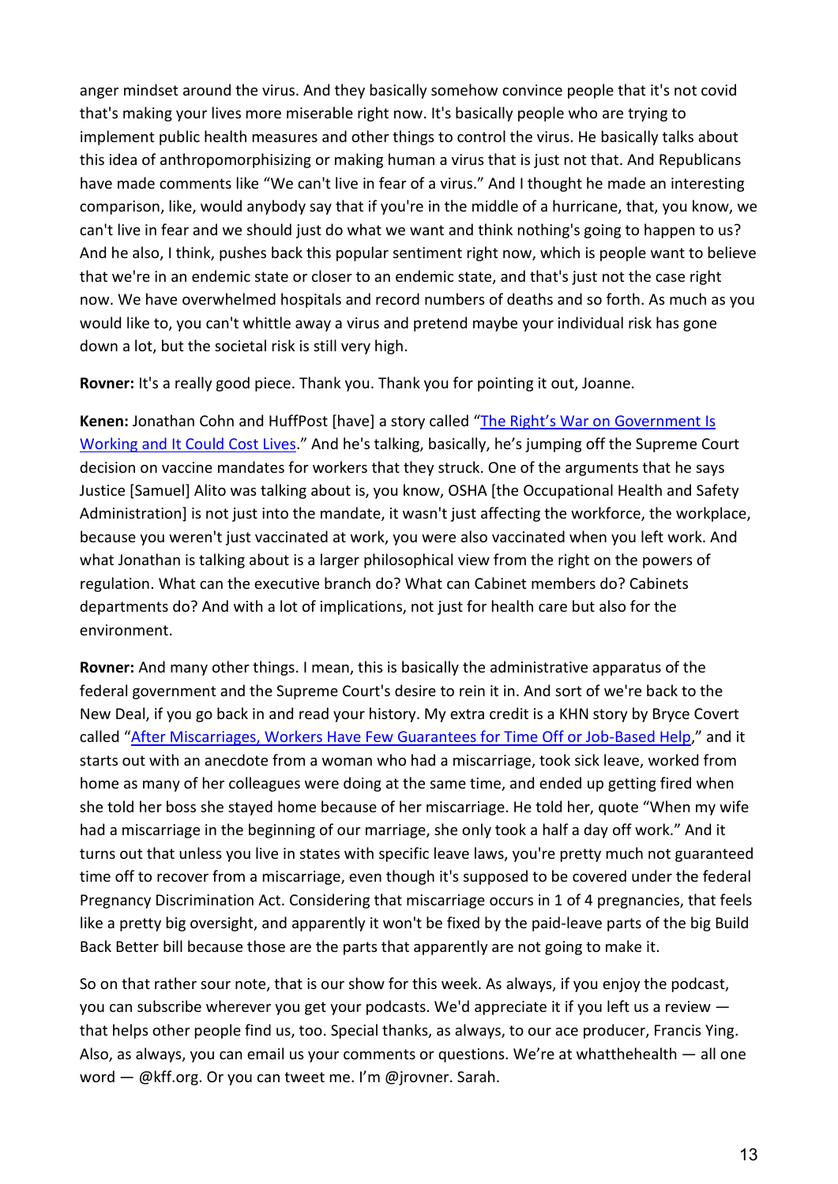anger mindset around the virus. And they basically somehow convince people that it's not covid that's making your lives more miserable right now. It's basically people who are trying to implement public health measures and other things to control the virus. He basically talks about this idea of anthropomorphisizing or making human a virus that is just not that. And Republicans have made comments like "We can't live in fear of a virus." And I thought he made an interesting comparison, like, would anybody say that if you're in the middle of a hurricane, that, you know, we can't live in fear and we should just do what we want and think nothing's going to happen to us? And he also, I think, pushes back this popular sentiment right now, which is people want to believe that we're in an endemic state or closer to an endemic state, and that's just not the case right now. We have overwhelmed hospitals and record numbers of deaths and so forth. As much as you would like to, you can't whittle away a virus and pretend maybe your individual risk has gone down a lot, but the societal risk is still very high.

**Rovner:** It's a really good piece. Thank you. Thank you for pointing it out, Joanne.

**Kenen:** Jonathan Cohn and HuffPost [have] a story called "[The Right's War on Government Is Working and It Could Cost Lives](#)." And he's talking, basically, he's jumping off the Supreme Court decision on vaccine mandates for workers that they struck. One of the arguments that he says Justice [Samuel] Alito was talking about is, you know, OSHA [the Occupational Health and Safety Administration] is not just into the mandate, it wasn't just affecting the workforce, the workplace, because you weren't just vaccinated at work, you were also vaccinated when you left work. And what Jonathan is talking about is a larger philosophical view from the right on the powers of regulation. What can the executive branch do? What can Cabinet members do? Cabinets departments do? And with a lot of implications, not just for health care but also for the environment.

**Rovner:** And many other things. I mean, this is basically the administrative apparatus of the federal government and the Supreme Court's desire to rein it in. And sort of we're back to the New Deal, if you go back in and read your history. My extra credit is a KHN story by Bryce Covert called "[After Miscarriages, Workers Have Few Guarantees for Time Off or Job-Based Help](#)," and it starts out with an anecdote from a woman who had a miscarriage, took sick leave, worked from home as many of her colleagues were doing at the same time, and ended up getting fired when she told her boss she stayed home because of her miscarriage. He told her, quote "When my wife had a miscarriage in the beginning of our marriage, she only took a half a day off work." And it turns out that unless you live in states with specific leave laws, you're pretty much not guaranteed time off to recover from a miscarriage, even though it's supposed to be covered under the federal Pregnancy Discrimination Act. Considering that miscarriage occurs in 1 of 4 pregnancies, that feels like a pretty big oversight, and apparently it won't be fixed by the paid-leave parts of the big Build Back Better bill because those are the parts that apparently are not going to make it.

So on that rather sour note, that is our show for this week. As always, if you enjoy the podcast, you can subscribe wherever you get your podcasts. We'd appreciate it if you left us a review — that helps other people find us, too. Special thanks, as always, to our ace producer, Francis Ying. Also, as always, you can email us your comments or questions. We're at whatthehealth — all one word — @kff.org. Or you can tweet me. I'm @jrovner. Sarah.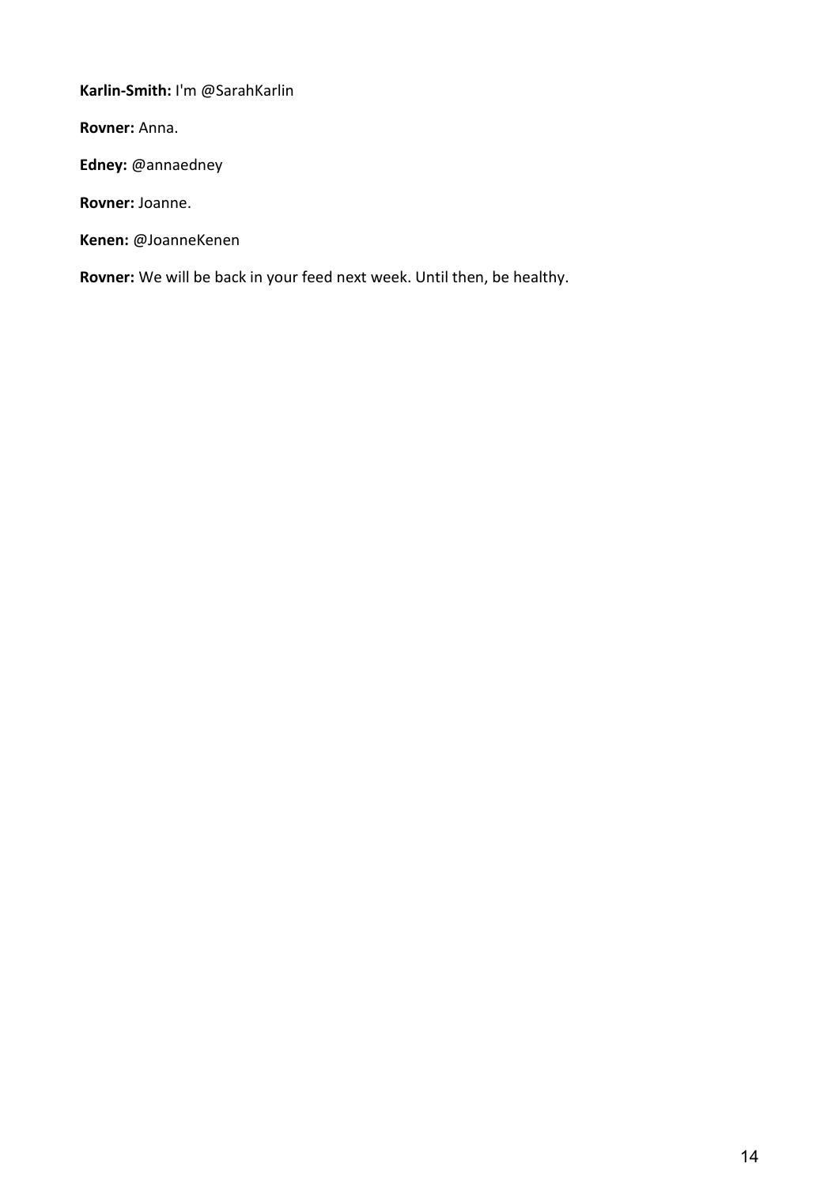**Karlin-Smith:** I'm @SarahKarlin

**Rovner:** Anna.

**Edney:** @annaedney

**Rovner:** Joanne.

**Kenen:** @JoanneKenen

**Rovner:** We will be back in your feed next week. Until then, be healthy.